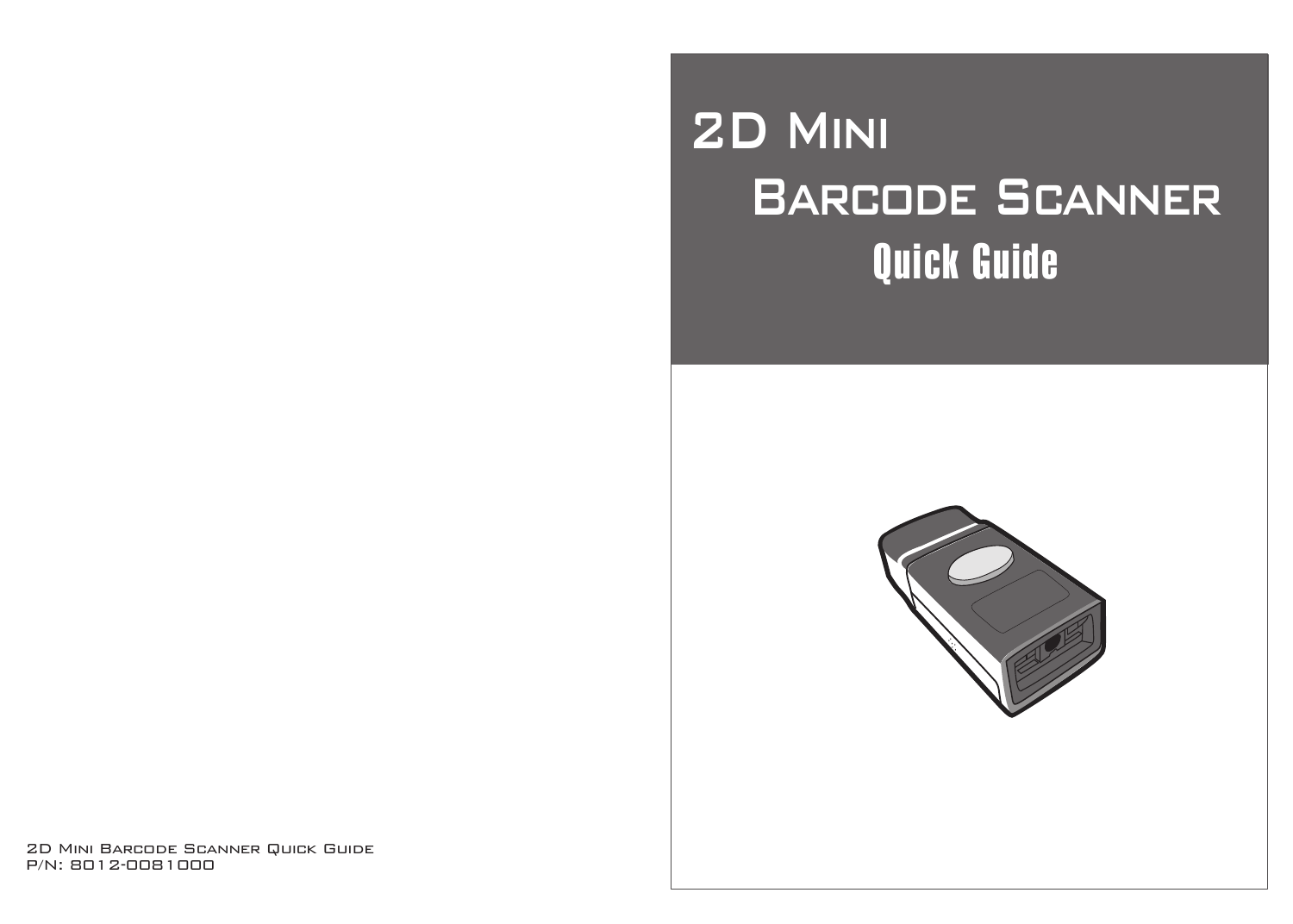# 2D Mini Barcode Scanner

## Quick Guide

2D Mini Barcode Scanner Quick Guide
P/N: 8012-0081000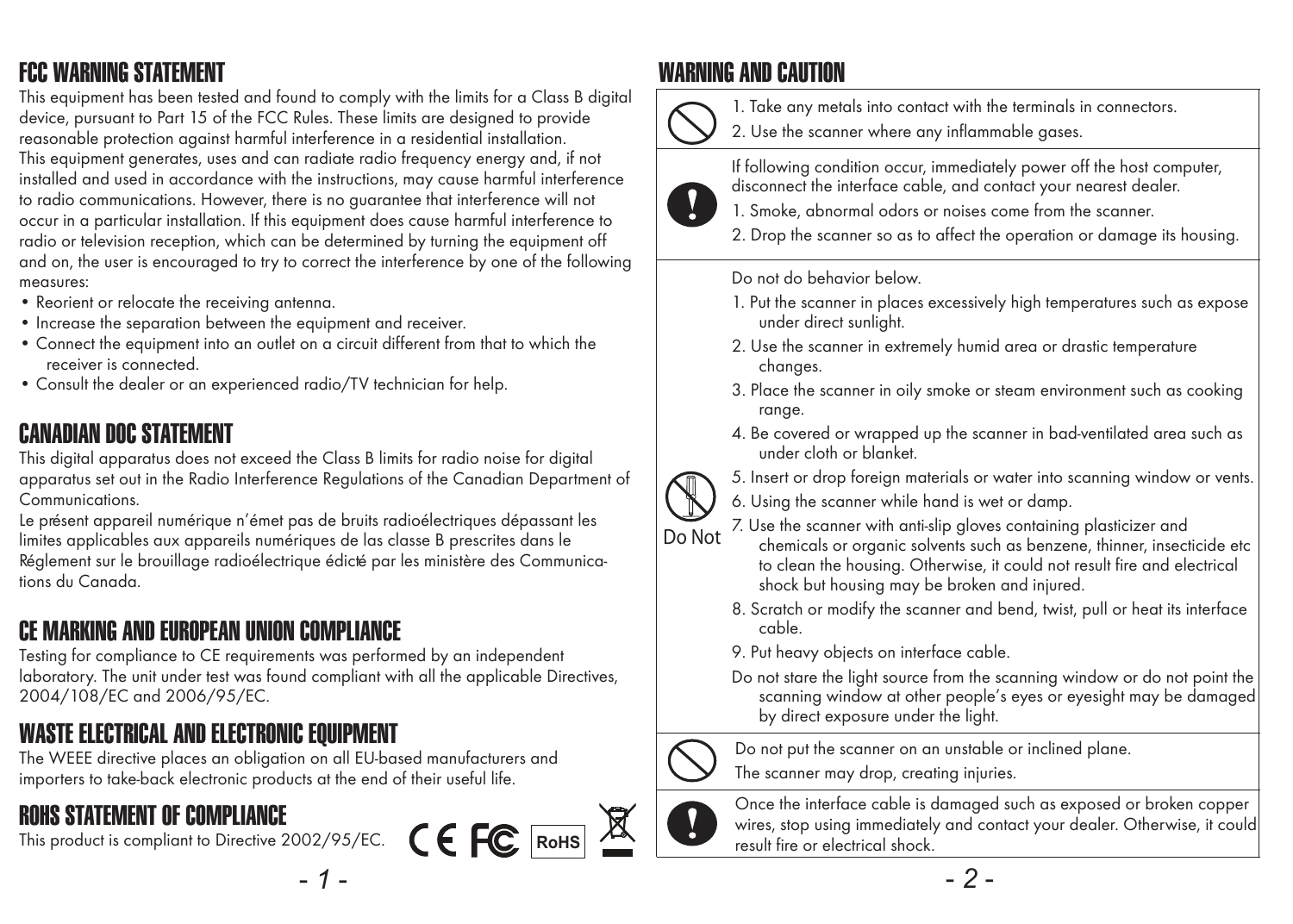## FCC WARNING STATEMENT

This equipment has been tested and found to comply with the limits for a Class B digital device, pursuant to Part 15 of the FCC Rules. These limits are designed to provide reasonable protection against harmful interference in a residential installation.
This equipment generates, uses and can radiate radio frequency energy and, if not installed and used in accordance with the instructions, may cause harmful interference to radio communications. However, there is no guarantee that interference will not occur in a particular installation. If this equipment does cause harmful interference to radio or television reception, which can be determined by turning the equipment off and on, the user is encouraged to try to correct the interference by one of the following measures:

- Reorient or relocate the receiving antenna.
- Increase the separation between the equipment and receiver.
- Connect the equipment into an outlet on a circuit different from that to which the receiver is connected.
- Consult the dealer or an experienced radio/TV technician for help.

## CANADIAN DOC STATEMENT

This digital apparatus does not exceed the Class B limits for radio noise for digital apparatus set out in the Radio Interference Regulations of the Canadian Department of Communications.
Le présent appareil numérique n'émet pas de bruits radioélectriques dépassant les limites applicables aux appareils numériques de las classe B prescrites dans le Réglement sur le brouillage radioélectrique édicté par les ministère des Communications du Canada.

## CE MARKING AND EUROPEAN UNION COMPLIANCE

Testing for compliance to CE requirements was performed by an independent laboratory. The unit under test was found compliant with all the applicable Directives, 2004/108/EC and 2006/95/EC.

## WASTE ELECTRICAL AND ELECTRONIC EQUIPMENT

The WEEE directive places an obligation on all EU-based manufacturers and importers to take-back electronic products at the end of their useful life.

## ROHS STATEMENT OF COMPLIANCE

This product is compliant to Directive 2002/95/EC.

CE FC RoHS

## WARNING AND CAUTION

1. Take any metals into contact with the terminals in connectors.
2. Use the scanner where any inflammable gases.

If following condition occur, immediately power off the host computer, disconnect the interface cable, and contact your nearest dealer.

1. Smoke, abnormal odors or noises come from the scanner.
2. Drop the scanner so as to affect the operation or damage its housing.

Do Not

Do not do behavior below.

1. Put the scanner in places excessively high temperatures such as expose under direct sunlight.
2. Use the scanner in extremely humid area or drastic temperature changes.
3. Place the scanner in oily smoke or steam environment such as cooking range.
4. Be covered or wrapped up the scanner in bad-ventilated area such as under cloth or blanket.
5. Insert or drop foreign materials or water into scanning window or vents.
6. Using the scanner while hand is wet or damp.
7. Use the scanner with anti-slip gloves containing plasticizer and chemicals or organic solvents such as benzene, thinner, insecticide etc to clean the housing. Otherwise, it could not result fire and electrical shock but housing may be broken and injured.
8. Scratch or modify the scanner and bend, twist, pull or heat its interface cable.
9. Put heavy objects on interface cable.

Do not stare the light source from the scanning window or do not point the scanning window at other people's eyes or eyesight may be damaged by direct exposure under the light.

Do not put the scanner on an unstable or inclined plane.
The scanner may drop, creating injuries.

Once the interface cable is damaged such as exposed or broken copper wires, stop using immediately and contact your dealer. Otherwise, it could result fire or electrical shock.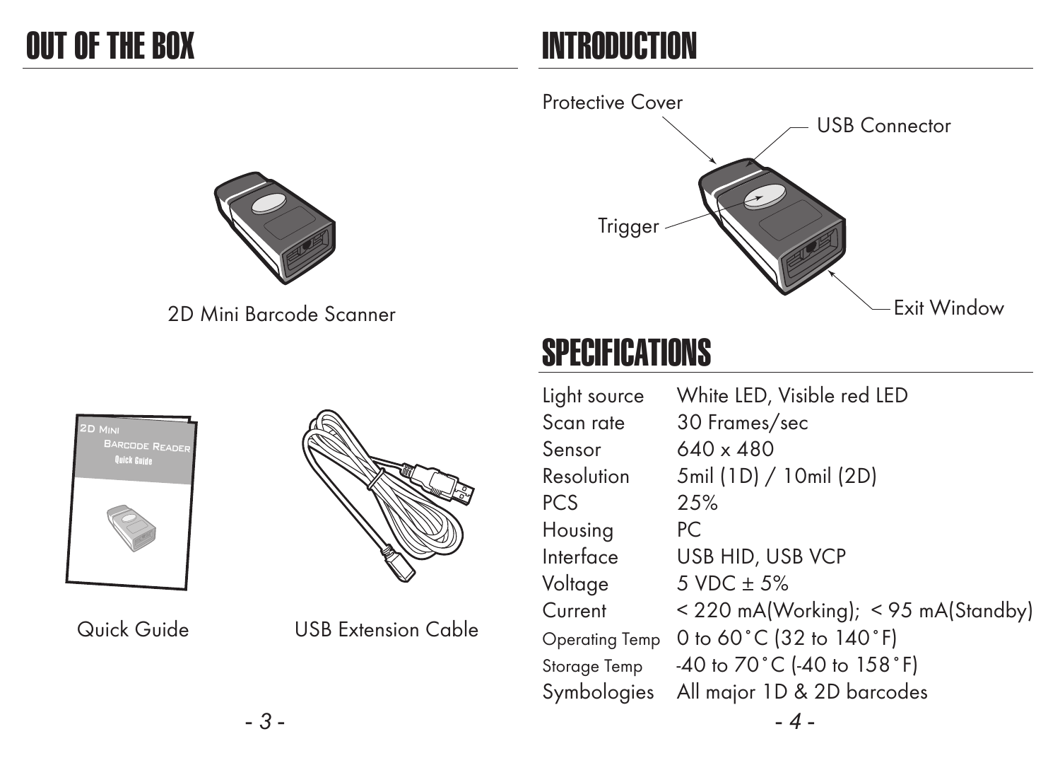# OUT OF THE BOX

2D Mini Barcode Scanner

Quick Guide

USB Extension Cable

# INTRODUCTION

Protective Cover

USB Connector

Trigger

Exit Window

# SPECIFICATIONS

| | |
|---|---|
| Light source | White LED, Visible red LED |
| Scan rate | 30 Frames/sec |
| Sensor | 640 x 480 |
| Resolution | 5mil (1D) / 10mil (2D) |
| PCS | 25% |
| Housing | PC |
| Interface | USB HID, USB VCP |
| Voltage | 5 VDC ± 5% |
| Current | < 220 mA(Working); < 95 mA(Standby) |
| Operating Temp | 0 to 60˚C (32 to 140˚F) |
| Storage Temp | -40 to 70˚C (-40 to 158˚F) |
| Symbologies | All major 1D & 2D barcodes |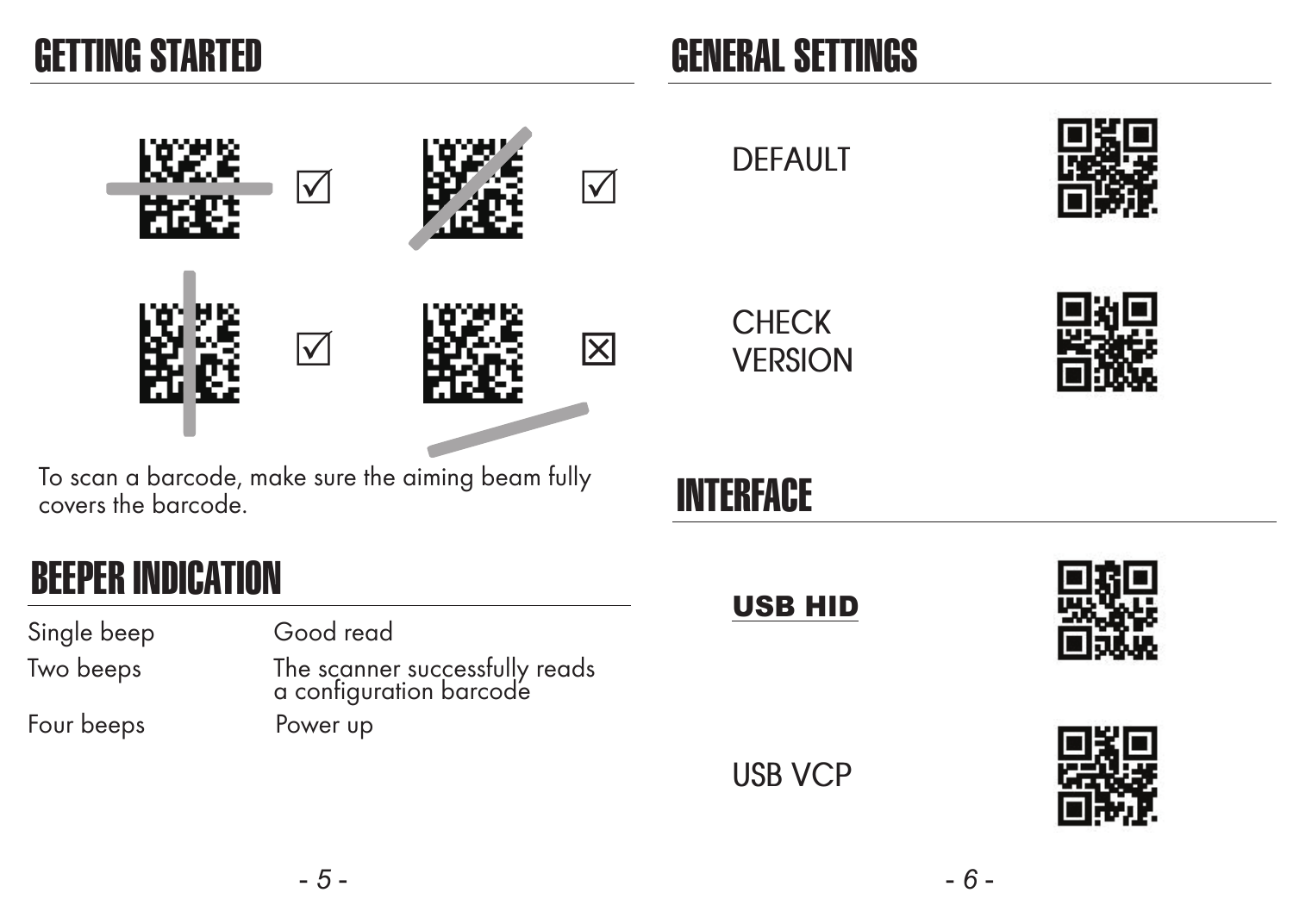# GETTING STARTED

☑ ☑

☑ ☒

To scan a barcode, make sure the aiming beam fully covers the barcode.

# BEEPER INDICATION

| | |
|---|---|
| Single beep | Good read |
| Two beeps | The scanner successfully reads a configuration barcode |
| Four beeps | Power up |

# GENERAL SETTINGS

DEFAULT

CHECK VERSION

# INTERFACE

**USB HID**

USB VCP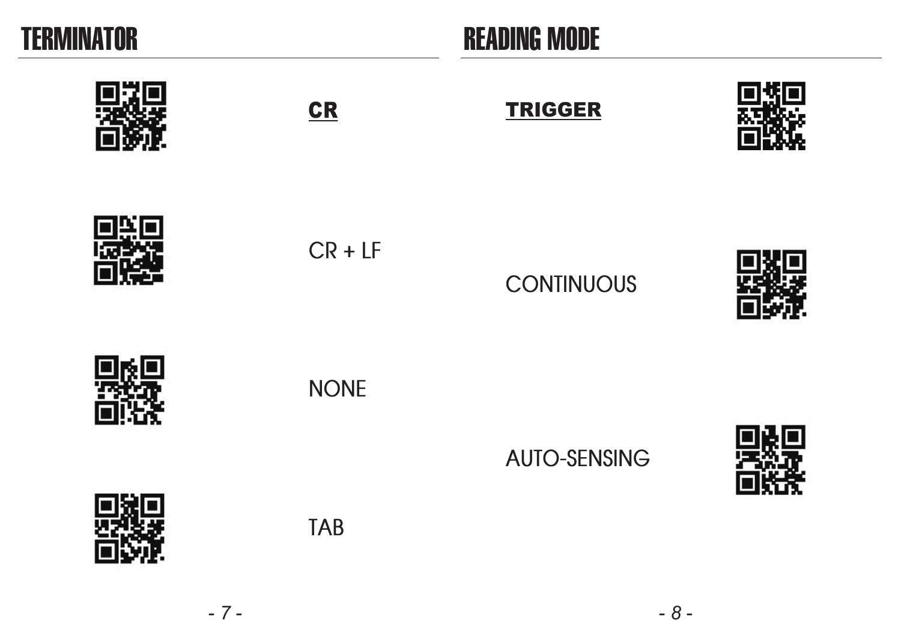# TERMINATOR

**CR**

CR + LF

NONE

TAB

# READING MODE

**TRIGGER**

CONTINUOUS

AUTO-SENSING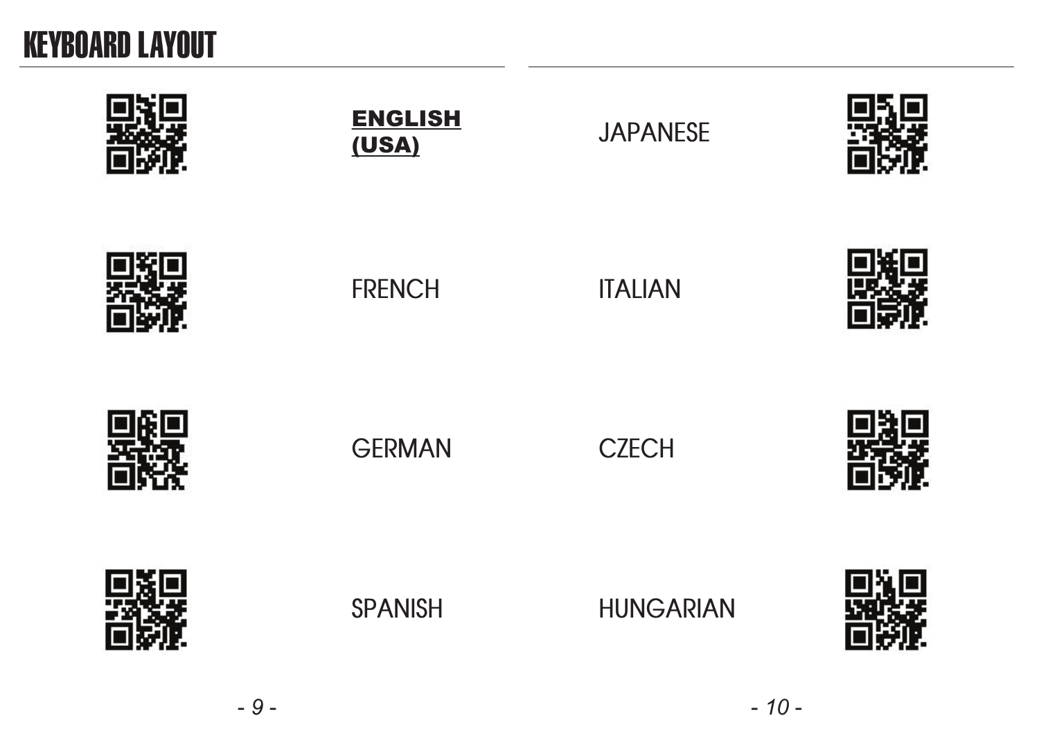# KEYBOARD LAYOUT

**ENGLISH (USA)**

FRENCH

GERMAN

SPANISH

JAPANESE

ITALIAN

CZECH

HUNGARIAN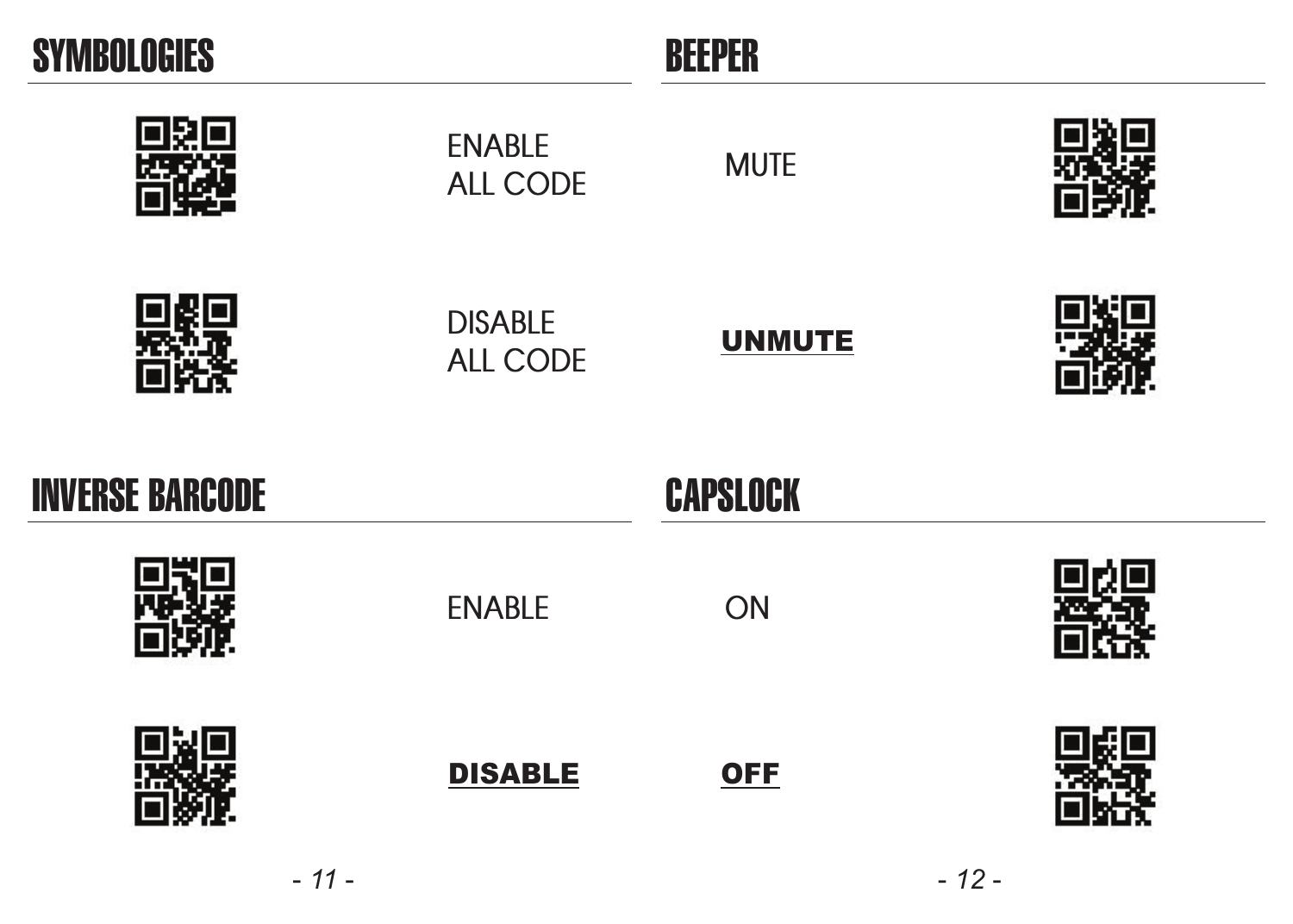## SYMBOLOGIES

ENABLE ALL CODE

DISABLE ALL CODE

## INVERSE BARCODE

ENABLE

**DISABLE**

## BEEPER

MUTE

**UNMUTE**

## CAPSLOCK

ON

**OFF**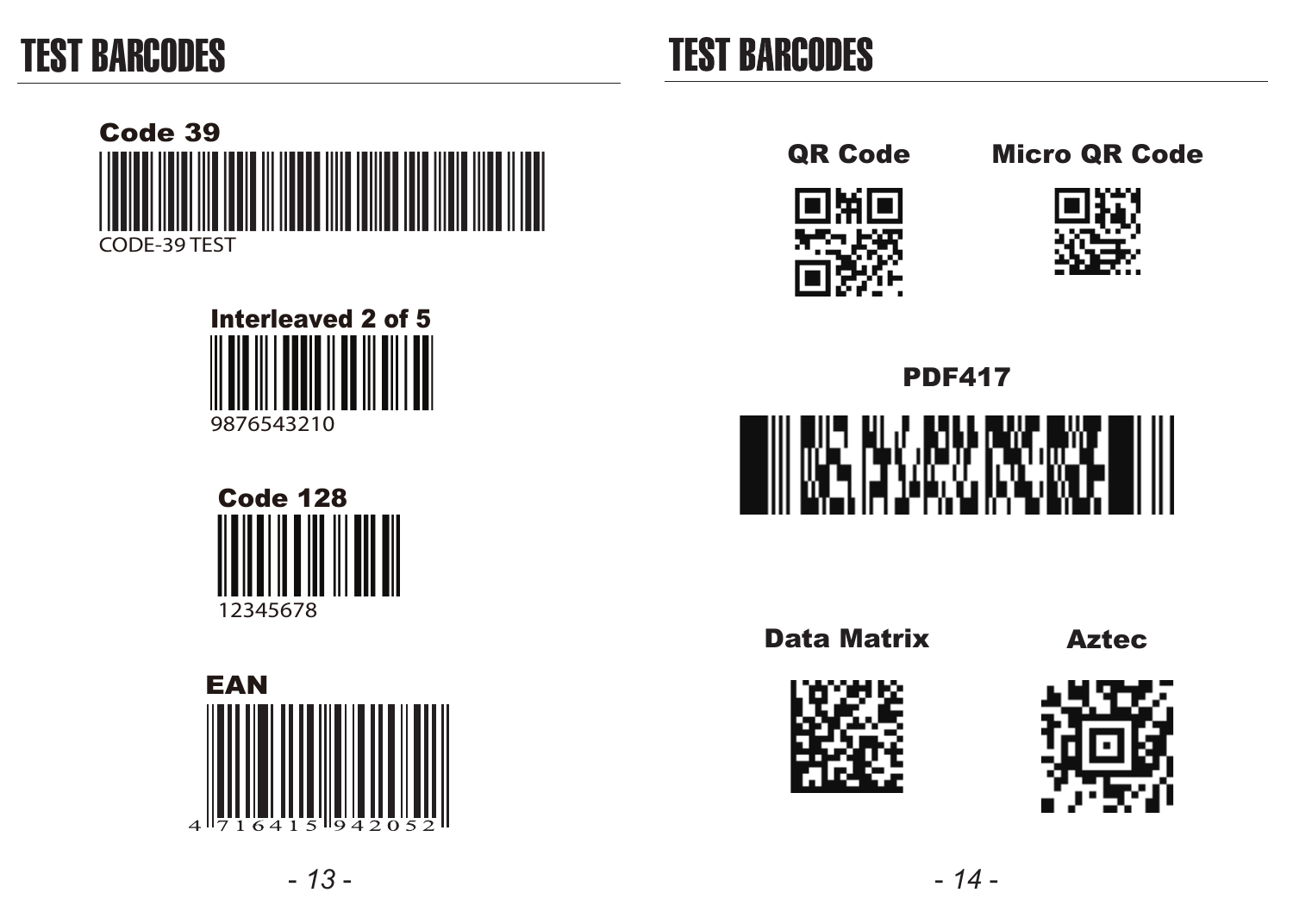# TEST BARCODES

**Code 39**

CODE-39 TEST

**Interleaved 2 of 5**

9876543210

**Code 128**

12345678

**EAN**

4 716415 942052

# TEST BARCODES

**QR Code**

**Micro QR Code**

**PDF417**

**Data Matrix**

**Aztec**